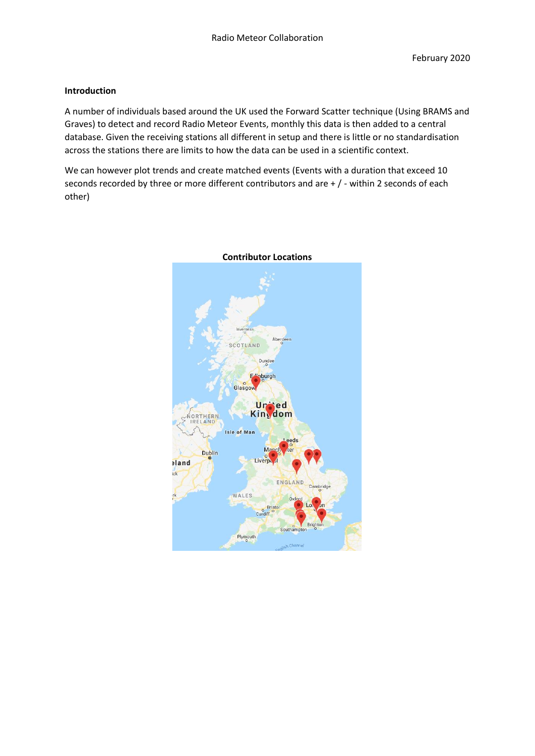Radio Meteor Collaboration

February 2020

**Introduction**

A number of individuals based around the UK used the Forward Scatter technique (Using BRAMS and Graves) to detect and record Radio Meteor Events, monthly this data is then added to a central database. Given the receiving stations all different in setup and there is little or no standardisation across the stations there are limits to how the data can be used in a scientific context.

We can however plot trends and create matched events (Events with a duration that exceed 10 seconds recorded by three or more different contributors and are + / - within 2 seconds of each other)

**Contributor Locations**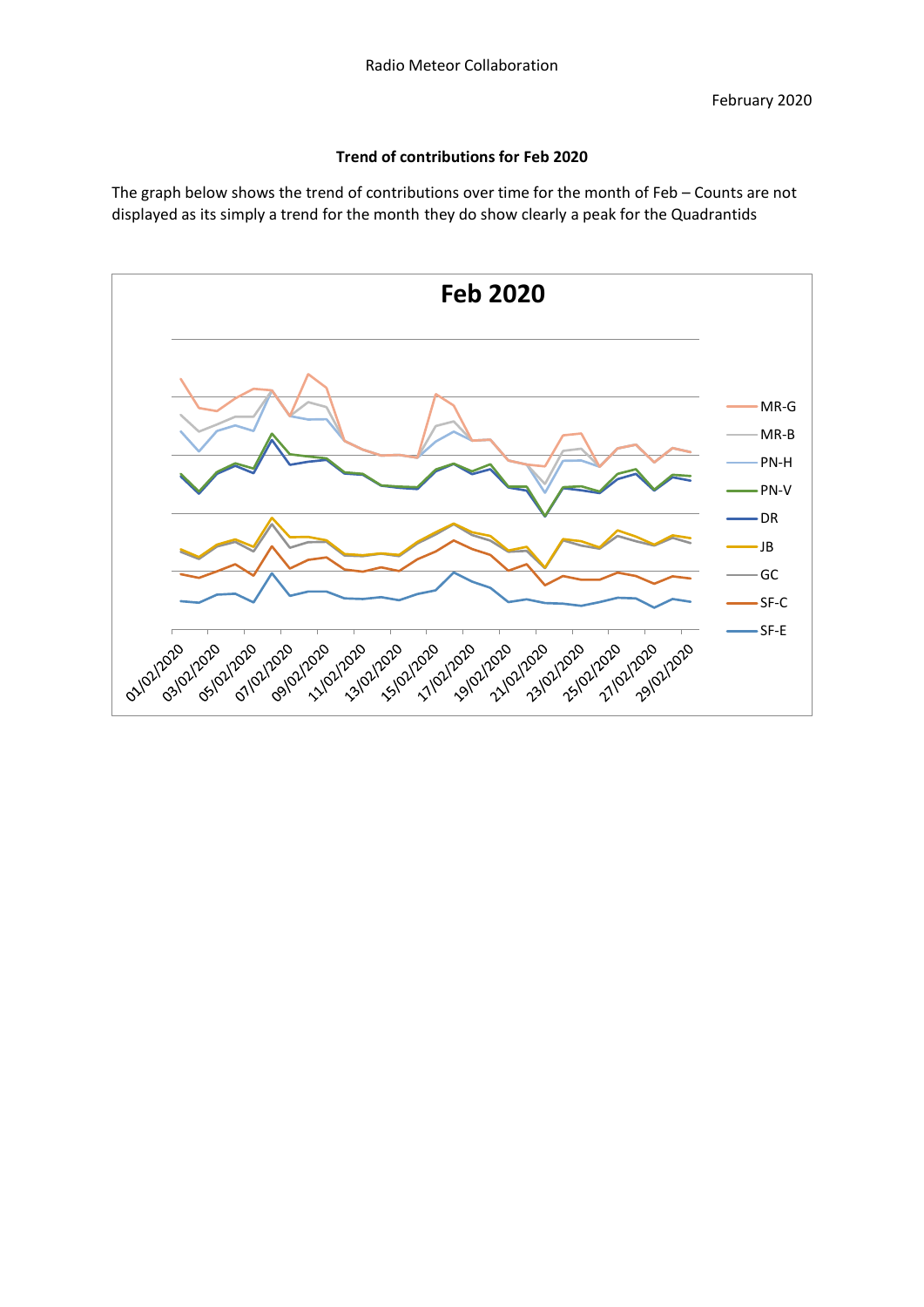Radio Meteor Collaboration

February 2020

**Trend of contributions for Feb 2020**

The graph below shows the trend of contributions over time for the month of Feb – Counts are not displayed as its simply a trend for the month they do show clearly a peak for the Quadrantids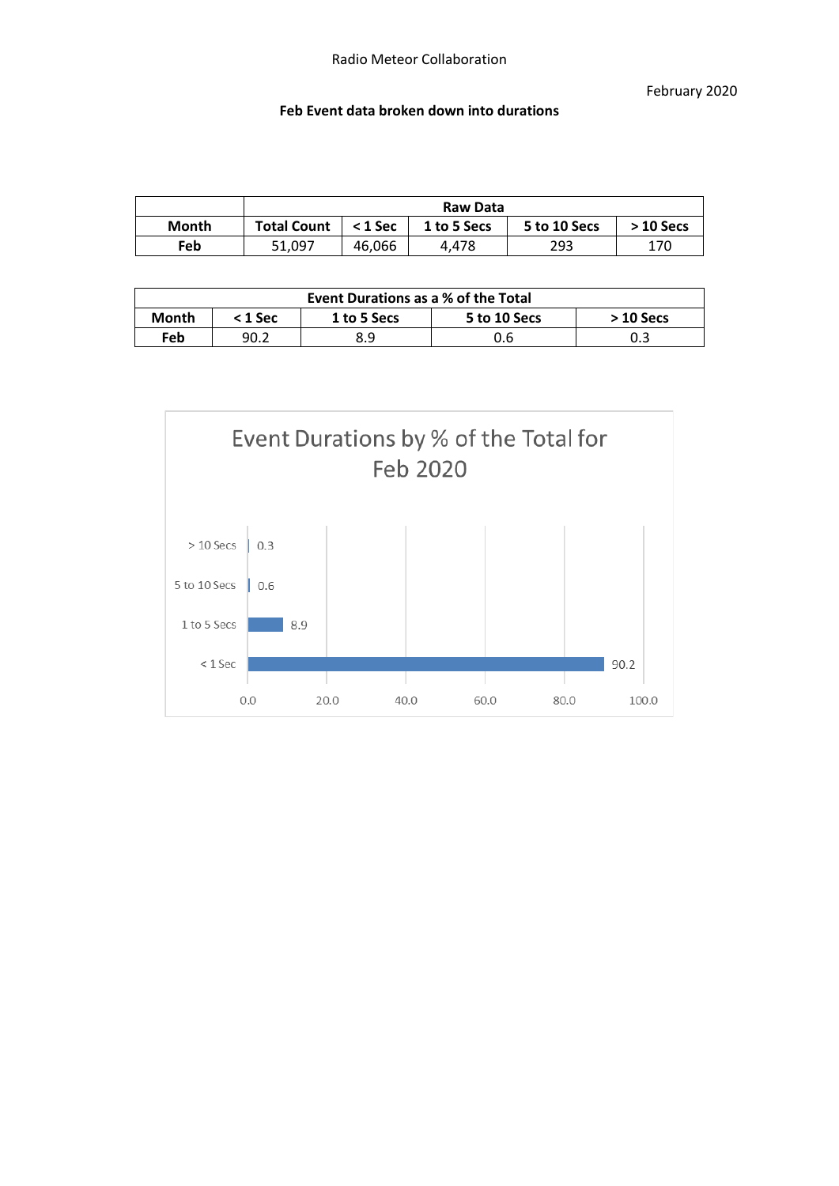Radio Meteor Collaboration

February 2020

**Feb Event data broken down into durations**

| | Raw Data | | | | |
|---|---|---|---|---|---|
| **Month** | **Total Count** | **< 1 Sec** | **1 to 5 Secs** | **5 to 10 Secs** | **> 10 Secs** |
| **Feb** | 51,097 | 46,066 | 4,478 | 293 | 170 |

| Event Durations as a % of the Total | | | | |
|---|---|---|---|---|
| **Month** | **< 1 Sec** | **1 to 5 Secs** | **5 to 10 Secs** | **> 10 Secs** |
| **Feb** | 90.2 | 8.9 | 0.6 | 0.3 |

Event Durations by % of the Total for Feb 2020

| Duration | % of Total |
|---|---|
| > 10 Secs | 0.3 |
| 5 to 10 Secs | 0.6 |
| 1 to 5 Secs | 8.9 |
| < 1 Sec | 90.2 |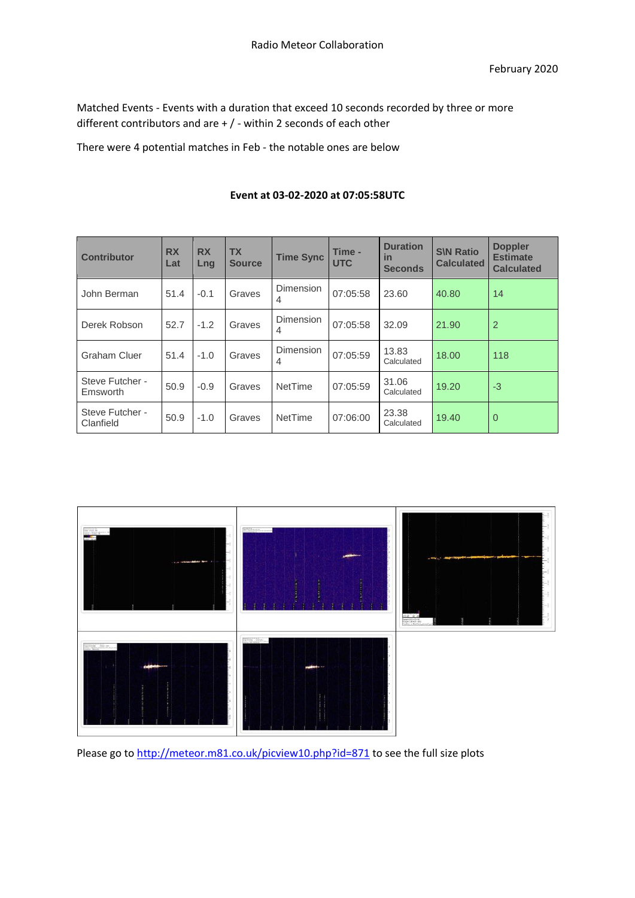Radio Meteor Collaboration

February 2020

Matched Events - Events with a duration that exceed 10 seconds recorded by three or more different contributors and are + / - within 2 seconds of each other

There were 4 potential matches in Feb - the notable ones are below

**Event at 03-02-2020 at 07:05:58UTC**

| Contributor | RX Lat | RX Lng | TX Source | Time Sync | Time - UTC | Duration in Seconds | S\N Ratio Calculated | Doppler Estimate Calculated |
|---|---|---|---|---|---|---|---|---|
| John Berman | 51.4 | -0.1 | Graves | Dimension 4 | 07:05:58 | 23.60 | 40.80 | 14 |
| Derek Robson | 52.7 | -1.2 | Graves | Dimension 4 | 07:05:58 | 32.09 | 21.90 | 2 |
| Graham Cluer | 51.4 | -1.0 | Graves | Dimension 4 | 07:05:59 | 13.83 Calculated | 18.00 | 118 |
| Steve Futcher - Emsworth | 50.9 | -0.9 | Graves | NetTime | 07:05:59 | 31.06 Calculated | 19.20 | -3 |
| Steve Futcher - Clanfield | 50.9 | -1.0 | Graves | NetTime | 07:06:00 | 23.38 Calculated | 19.40 | 0 |

Please go to http://meteor.m81.co.uk/picview10.php?id=871 to see the full size plots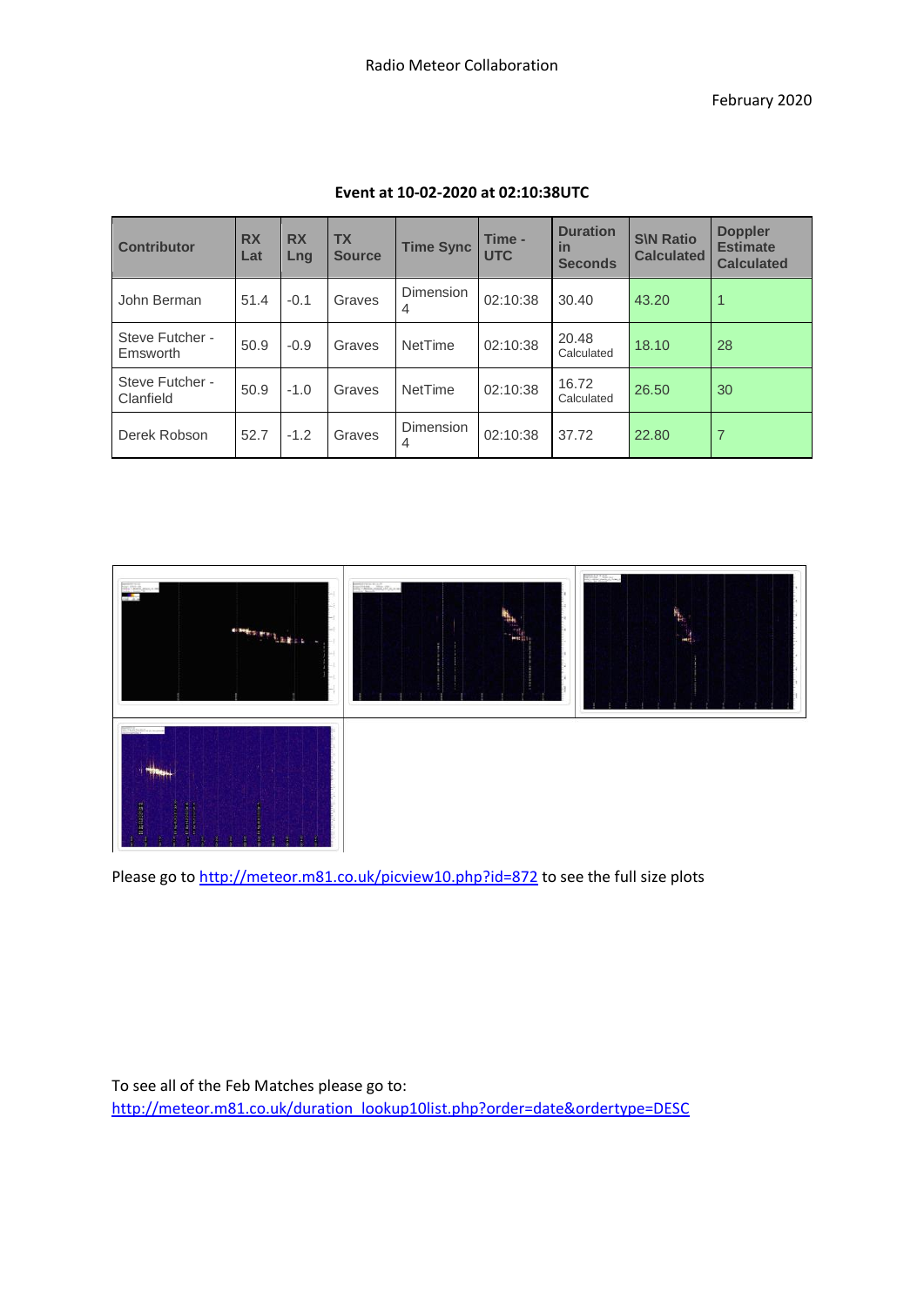Radio Meteor Collaboration

February 2020

**Event at 10-02-2020 at 02:10:38UTC**

| Contributor | RX Lat | RX Lng | TX Source | Time Sync | Time - UTC | Duration in Seconds | S\N Ratio Calculated | Doppler Estimate Calculated |
|---|---|---|---|---|---|---|---|---|
| John Berman | 51.4 | -0.1 | Graves | Dimension 4 | 02:10:38 | 30.40 | 43.20 | 1 |
| Steve Futcher - Emsworth | 50.9 | -0.9 | Graves | NetTime | 02:10:38 | 20.48 Calculated | 18.10 | 28 |
| Steve Futcher - Clanfield | 50.9 | -1.0 | Graves | NetTime | 02:10:38 | 16.72 Calculated | 26.50 | 30 |
| Derek Robson | 52.7 | -1.2 | Graves | Dimension 4 | 02:10:38 | 37.72 | 22.80 | 7 |

Please go to http://meteor.m81.co.uk/picview10.php?id=872 to see the full size plots

To see all of the Feb Matches please go to:
http://meteor.m81.co.uk/duration_lookup10list.php?order=date&ordertype=DESC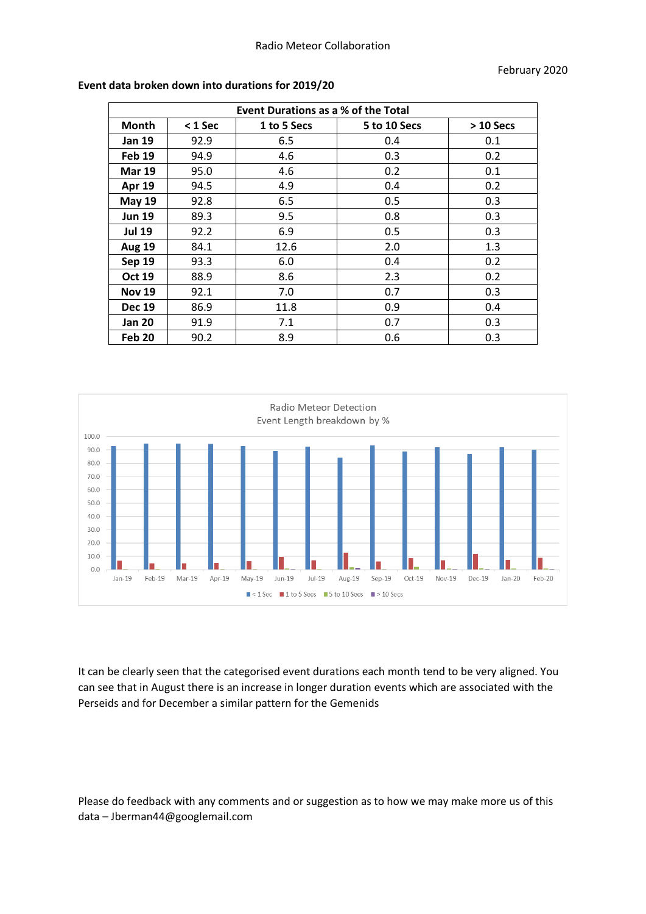Radio Meteor Collaboration

February 2020

**Event data broken down into durations for 2019/20**

| Event Durations as a % of the Total | | | | |
|---|---|---|---|---|
| **Month** | **< 1 Sec** | **1 to 5 Secs** | **5 to 10 Secs** | **> 10 Secs** |
| **Jan 19** | 92.9 | 6.5 | 0.4 | 0.1 |
| **Feb 19** | 94.9 | 4.6 | 0.3 | 0.2 |
| **Mar 19** | 95.0 | 4.6 | 0.2 | 0.1 |
| **Apr 19** | 94.5 | 4.9 | 0.4 | 0.2 |
| **May 19** | 92.8 | 6.5 | 0.5 | 0.3 |
| **Jun 19** | 89.3 | 9.5 | 0.8 | 0.3 |
| **Jul 19** | 92.2 | 6.9 | 0.5 | 0.3 |
| **Aug 19** | 84.1 | 12.6 | 2.0 | 1.3 |
| **Sep 19** | 93.3 | 6.0 | 0.4 | 0.2 |
| **Oct 19** | 88.9 | 8.6 | 2.3 | 0.2 |
| **Nov 19** | 92.1 | 7.0 | 0.7 | 0.3 |
| **Dec 19** | 86.9 | 11.8 | 0.9 | 0.4 |
| **Jan 20** | 91.9 | 7.1 | 0.7 | 0.3 |
| **Feb 20** | 90.2 | 8.9 | 0.6 | 0.3 |

Radio Meteor Detection
Event Length breakdown by %

100.0
90.0
80.0
70.0
60.0
50.0
40.0
30.0
20.0
10.0
0.0

Jan-19 Feb-19 Mar-19 Apr-19 May-19 Jun-19 Jul-19 Aug-19 Sep-19 Oct-19 Nov-19 Dec-19 Jan-20 Feb-20

< 1 Sec   1 to 5 Secs   5 to 10 Secs   > 10 Secs

It can be clearly seen that the categorised event durations each month tend to be very aligned. You can see that in August there is an increase in longer duration events which are associated with the Perseids and for December a similar pattern for the Gemenids

Please do feedback with any comments and or suggestion as to how we may make more us of this data – Jberman44@googlemail.com